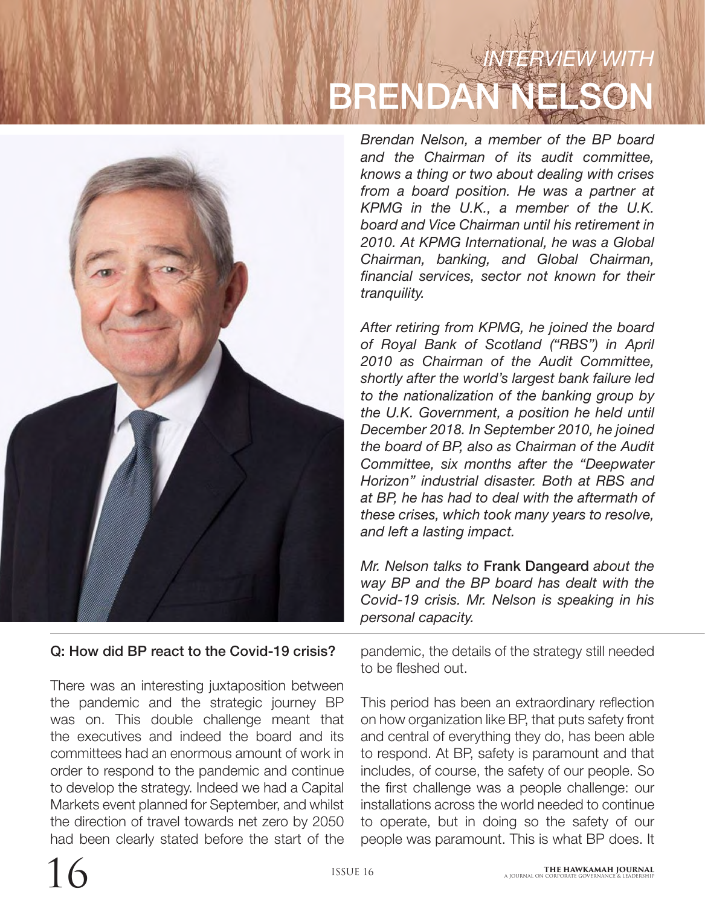# *INTERVIEW WITH* BRENDAN NELSON

*Brendan Nelson, a member of the BP board and the Chairman of its audit committee, knows a thing or two about dealing with crises from a board position. He was a partner at KPMG in the U.K., a member of the U.K. board and Vice Chairman until his retirement in 2010. At KPMG International, he was a Global Chairman, banking, and Global Chairman, financial services, sector not known for their tranquility.*

*After retiring from KPMG, he joined the board of Royal Bank of Scotland ("RBS") in April 2010 as Chairman of the Audit Committee, shortly after the world's largest bank failure led to the nationalization of the banking group by the U.K. Government, a position he held until December 2018. In September 2010, he joined the board of BP, also as Chairman of the Audit Committee, six months after the "Deepwater Horizon" industrial disaster. Both at RBS and at BP, he has had to deal with the aftermath of these crises, which took many years to resolve, and left a lasting impact.*

*Mr. Nelson talks to* **Frank Dangeard** *about the way BP and the BP board has dealt with the Covid-19 crisis. Mr. Nelson is speaking in his personal capacity.*

**Q: How did BP react to the Covid-19 crisis?**

There was an interesting juxtaposition between the pandemic and the strategic journey BP was on. This double challenge meant that the executives and indeed the board and its committees had an enormous amount of work in order to respond to the pandemic and continue to develop the strategy. Indeed we had a Capital Markets event planned for September, and whilst the direction of travel towards net zero by 2050 had been clearly stated before the start of the pandemic, the details of the strategy still needed to be fleshed out.

This period has been an extraordinary reflection on how organization like BP, that puts safety front and central of everything they do, has been able to respond. At BP, safety is paramount and that includes, of course, the safety of our people. So the first challenge was a people challenge: our installations across the world needed to continue to operate, but in doing so the safety of our people was paramount. This is what BP does. It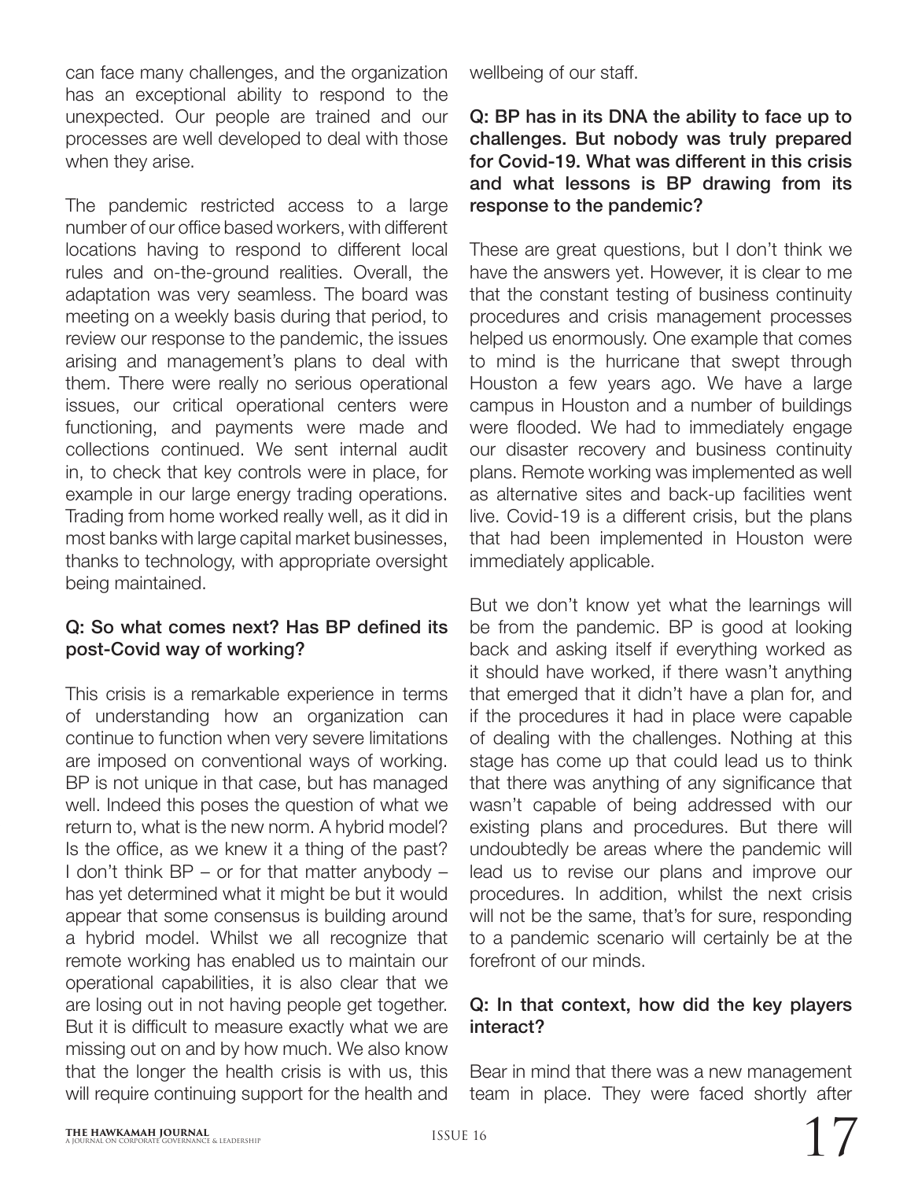can face many challenges, and the organization has an exceptional ability to respond to the unexpected. Our people are trained and our processes are well developed to deal with those when they arise.

The pandemic restricted access to a large number of our office based workers, with different locations having to respond to different local rules and on-the-ground realities. Overall, the adaptation was very seamless. The board was meeting on a weekly basis during that period, to review our response to the pandemic, the issues arising and management's plans to deal with them. There were really no serious operational issues, our critical operational centers were functioning, and payments were made and collections continued. We sent internal audit in, to check that key controls were in place, for example in our large energy trading operations. Trading from home worked really well, as it did in most banks with large capital market businesses, thanks to technology, with appropriate oversight being maintained.

**Q: So what comes next? Has BP defined its post-Covid way of working?**

This crisis is a remarkable experience in terms of understanding how an organization can continue to function when very severe limitations are imposed on conventional ways of working. BP is not unique in that case, but has managed well. Indeed this poses the question of what we return to, what is the new norm. A hybrid model? Is the office, as we knew it a thing of the past? I don't think BP – or for that matter anybody – has yet determined what it might be but it would appear that some consensus is building around a hybrid model. Whilst we all recognize that remote working has enabled us to maintain our operational capabilities, it is also clear that we are losing out in not having people get together. But it is difficult to measure exactly what we are missing out on and by how much. We also know that the longer the health crisis is with us, this will require continuing support for the health and wellbeing of our staff.

**Q: BP has in its DNA the ability to face up to challenges. But nobody was truly prepared for Covid-19. What was different in this crisis and what lessons is BP drawing from its response to the pandemic?**

These are great questions, but I don't think we have the answers yet. However, it is clear to me that the constant testing of business continuity procedures and crisis management processes helped us enormously. One example that comes to mind is the hurricane that swept through Houston a few years ago. We have a large campus in Houston and a number of buildings were flooded. We had to immediately engage our disaster recovery and business continuity plans. Remote working was implemented as well as alternative sites and back-up facilities went live. Covid-19 is a different crisis, but the plans that had been implemented in Houston were immediately applicable.

But we don't know yet what the learnings will be from the pandemic. BP is good at looking back and asking itself if everything worked as it should have worked, if there wasn't anything that emerged that it didn't have a plan for, and if the procedures it had in place were capable of dealing with the challenges. Nothing at this stage has come up that could lead us to think that there was anything of any significance that wasn't capable of being addressed with our existing plans and procedures. But there will undoubtedly be areas where the pandemic will lead us to revise our plans and improve our procedures. In addition, whilst the next crisis will not be the same, that's for sure, responding to a pandemic scenario will certainly be at the forefront of our minds.

**Q: In that context, how did the key players interact?**

Bear in mind that there was a new management team in place. They were faced shortly after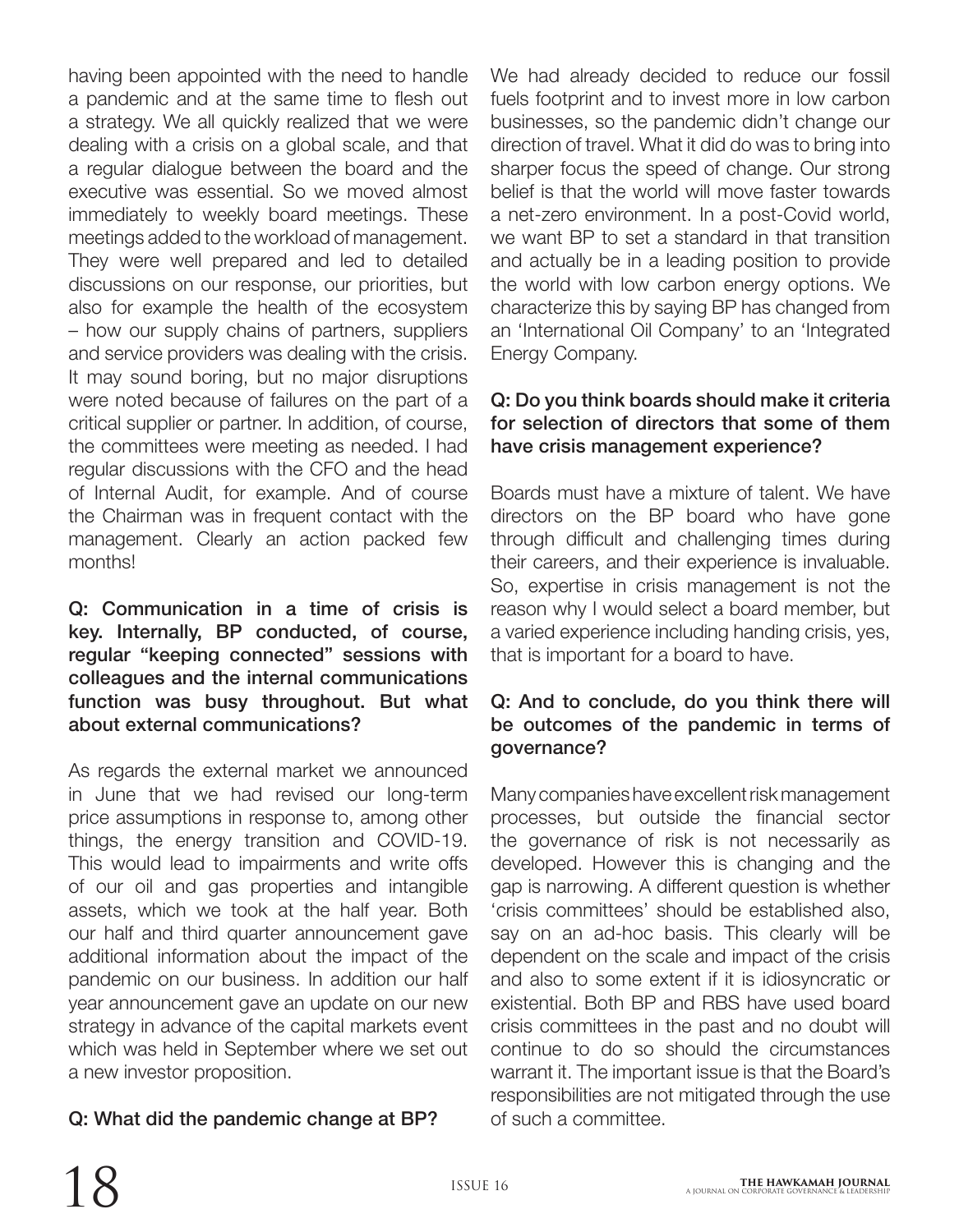having been appointed with the need to handle a pandemic and at the same time to flesh out a strategy. We all quickly realized that we were dealing with a crisis on a global scale, and that a regular dialogue between the board and the executive was essential. So we moved almost immediately to weekly board meetings. These meetings added to the workload of management. They were well prepared and led to detailed discussions on our response, our priorities, but also for example the health of the ecosystem – how our supply chains of partners, suppliers and service providers was dealing with the crisis. It may sound boring, but no major disruptions were noted because of failures on the part of a critical supplier or partner. In addition, of course, the committees were meeting as needed. I had regular discussions with the CFO and the head of Internal Audit, for example. And of course the Chairman was in frequent contact with the management. Clearly an action packed few months!

**Q: Communication in a time of crisis is key. Internally, BP conducted, of course, regular "keeping connected" sessions with colleagues and the internal communications function was busy throughout. But what about external communications?**

As regards the external market we announced in June that we had revised our long-term price assumptions in response to, among other things, the energy transition and COVID-19. This would lead to impairments and write offs of our oil and gas properties and intangible assets, which we took at the half year. Both our half and third quarter announcement gave additional information about the impact of the pandemic on our business. In addition our half year announcement gave an update on our new strategy in advance of the capital markets event which was held in September where we set out a new investor proposition.

**Q: What did the pandemic change at BP?**

We had already decided to reduce our fossil fuels footprint and to invest more in low carbon businesses, so the pandemic didn't change our direction of travel. What it did do was to bring into sharper focus the speed of change. Our strong belief is that the world will move faster towards a net-zero environment. In a post-Covid world, we want BP to set a standard in that transition and actually be in a leading position to provide the world with low carbon energy options. We characterize this by saying BP has changed from an 'International Oil Company' to an 'Integrated Energy Company.

**Q: Do you think boards should make it criteria for selection of directors that some of them have crisis management experience?**

Boards must have a mixture of talent. We have directors on the BP board who have gone through difficult and challenging times during their careers, and their experience is invaluable. So, expertise in crisis management is not the reason why I would select a board member, but a varied experience including handing crisis, yes, that is important for a board to have.

**Q: And to conclude, do you think there will be outcomes of the pandemic in terms of governance?**

Many companies have excellent risk management processes, but outside the financial sector the governance of risk is not necessarily as developed. However this is changing and the gap is narrowing. A different question is whether 'crisis committees' should be established also, say on an ad-hoc basis. This clearly will be dependent on the scale and impact of the crisis and also to some extent if it is idiosyncratic or existential. Both BP and RBS have used board crisis committees in the past and no doubt will continue to do so should the circumstances warrant it. The important issue is that the Board's responsibilities are not mitigated through the use of such a committee.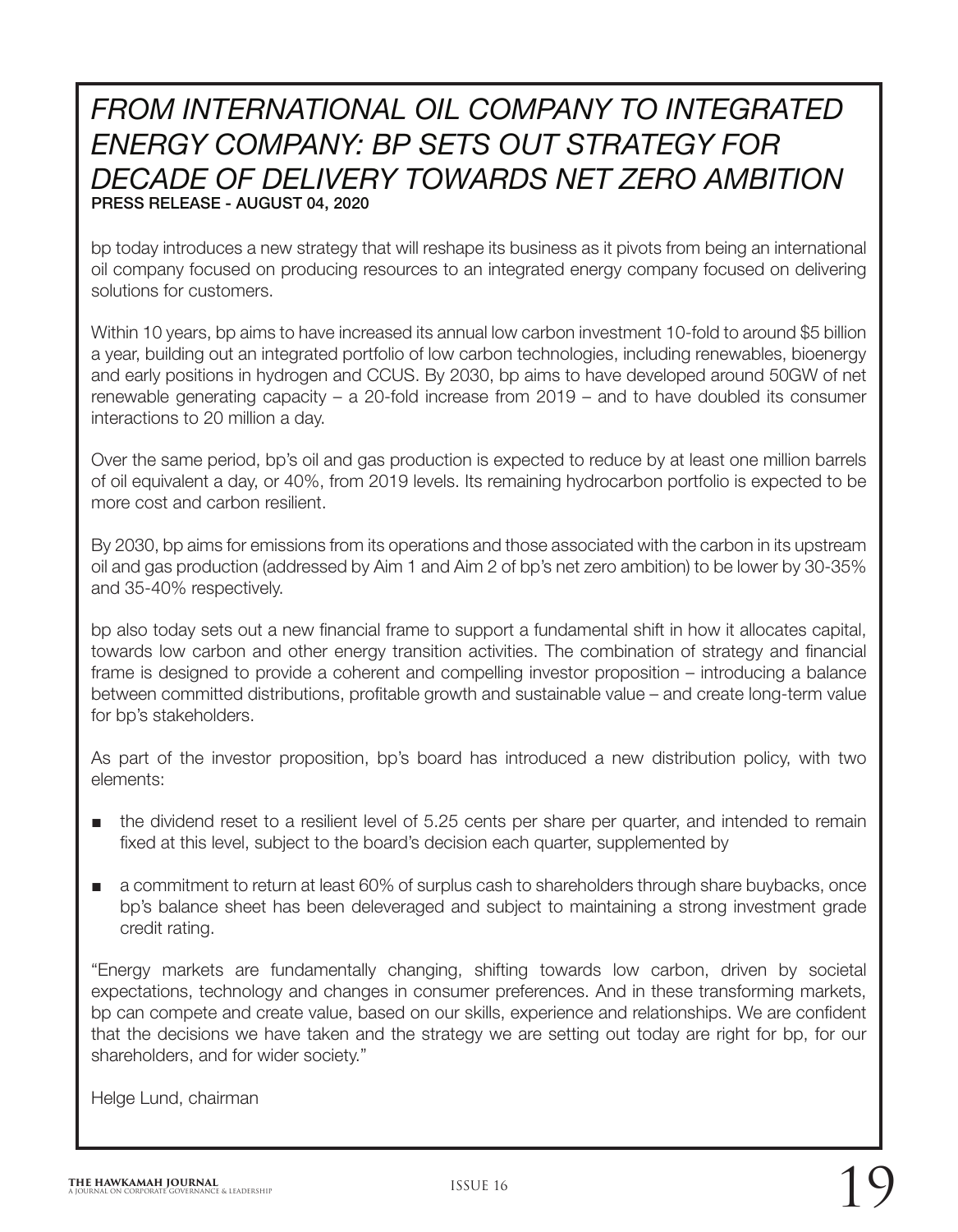# *FROM INTERNATIONAL OIL COMPANY TO INTEGRATED ENERGY COMPANY: BP SETS OUT STRATEGY FOR DECADE OF DELIVERY TOWARDS NET ZERO AMBITION*

**PRESS RELEASE - AUGUST 04, 2020**

bp today introduces a new strategy that will reshape its business as it pivots from being an international oil company focused on producing resources to an integrated energy company focused on delivering solutions for customers.

Within 10 years, bp aims to have increased its annual low carbon investment 10-fold to around $5 billion a year, building out an integrated portfolio of low carbon technologies, including renewables, bioenergy and early positions in hydrogen and CCUS. By 2030, bp aims to have developed around 50GW of net renewable generating capacity – a 20-fold increase from 2019 – and to have doubled its consumer interactions to 20 million a day.

Over the same period, bp's oil and gas production is expected to reduce by at least one million barrels of oil equivalent a day, or 40%, from 2019 levels. Its remaining hydrocarbon portfolio is expected to be more cost and carbon resilient.

By 2030, bp aims for emissions from its operations and those associated with the carbon in its upstream oil and gas production (addressed by Aim 1 and Aim 2 of bp's net zero ambition) to be lower by 30-35% and 35-40% respectively.

bp also today sets out a new financial frame to support a fundamental shift in how it allocates capital, towards low carbon and other energy transition activities. The combination of strategy and financial frame is designed to provide a coherent and compelling investor proposition – introducing a balance between committed distributions, profitable growth and sustainable value – and create long-term value for bp's stakeholders.

As part of the investor proposition, bp's board has introduced a new distribution policy, with two elements:

- the dividend reset to a resilient level of 5.25 cents per share per quarter, and intended to remain fixed at this level, subject to the board's decision each quarter, supplemented by
- a commitment to return at least 60% of surplus cash to shareholders through share buybacks, once bp's balance sheet has been deleveraged and subject to maintaining a strong investment grade credit rating.

"Energy markets are fundamentally changing, shifting towards low carbon, driven by societal expectations, technology and changes in consumer preferences. And in these transforming markets, bp can compete and create value, based on our skills, experience and relationships. We are confident that the decisions we have taken and the strategy we are setting out today are right for bp, for our shareholders, and for wider society."

Helge Lund, chairman